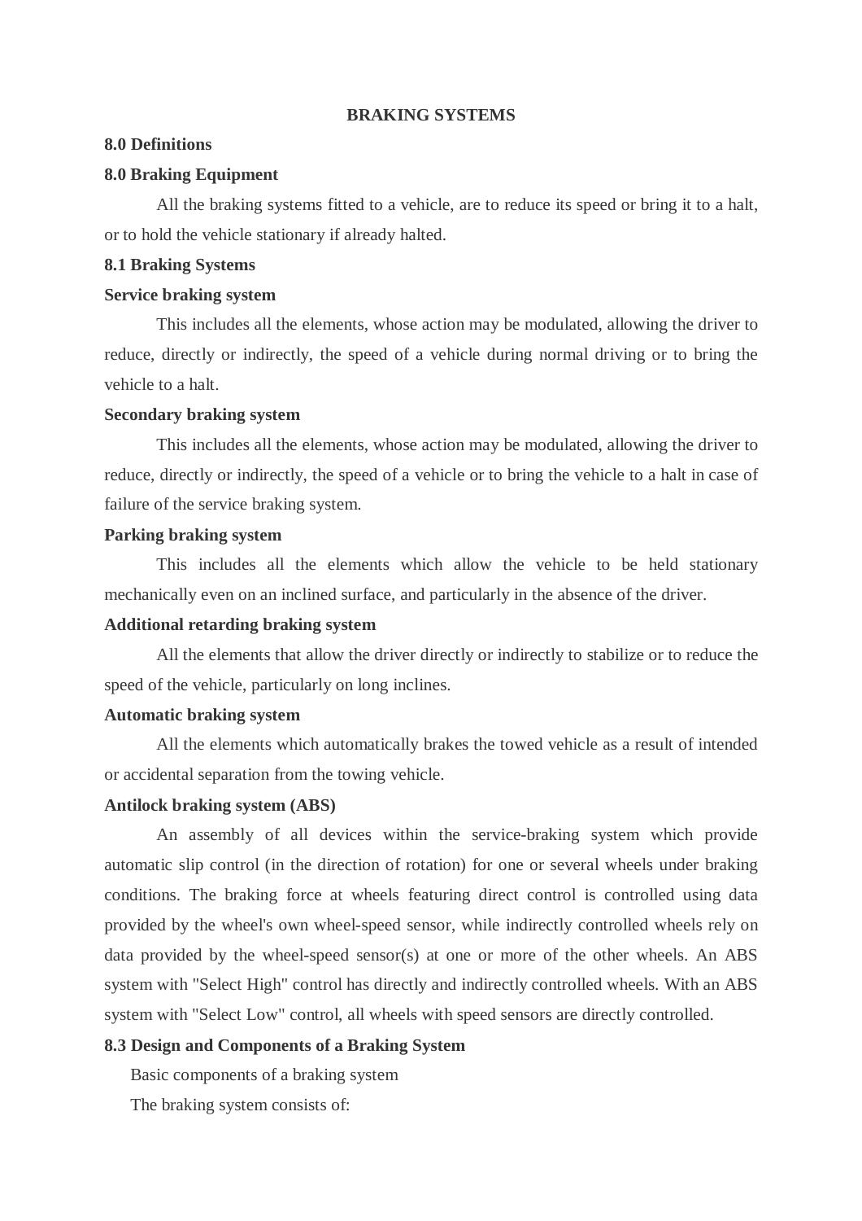# BRAKING SYSTEMS

## 8.0 Definitions

### 8.0 Braking Equipment

All the braking systems fitted to a vehicle, are to reduce its speed or bring it to a halt, or to hold the vehicle stationary if already halted.

### 8.1 Braking Systems

**Service braking system**

This includes all the elements, whose action may be modulated, allowing the driver to reduce, directly or indirectly, the speed of a vehicle during normal driving or to bring the vehicle to a halt.

**Secondary braking system**

This includes all the elements, whose action may be modulated, allowing the driver to reduce, directly or indirectly, the speed of a vehicle or to bring the vehicle to a halt in case of failure of the service braking system.

**Parking braking system**

This includes all the elements which allow the vehicle to be held stationary mechanically even on an inclined surface, and particularly in the absence of the driver.

**Additional retarding braking system**

All the elements that allow the driver directly or indirectly to stabilize or to reduce the speed of the vehicle, particularly on long inclines.

**Automatic braking system**

All the elements which automatically brakes the towed vehicle as a result of intended or accidental separation from the towing vehicle.

**Antilock braking system (ABS)**

An assembly of all devices within the service-braking system which provide automatic slip control (in the direction of rotation) for one or several wheels under braking conditions. The braking force at wheels featuring direct control is controlled using data provided by the wheel's own wheel-speed sensor, while indirectly controlled wheels rely on data provided by the wheel-speed sensor(s) at one or more of the other wheels. An ABS system with "Select High" control has directly and indirectly controlled wheels. With an ABS system with "Select Low" control, all wheels with speed sensors are directly controlled.

### 8.3 Design and Components of a Braking System

Basic components of a braking system

The braking system consists of: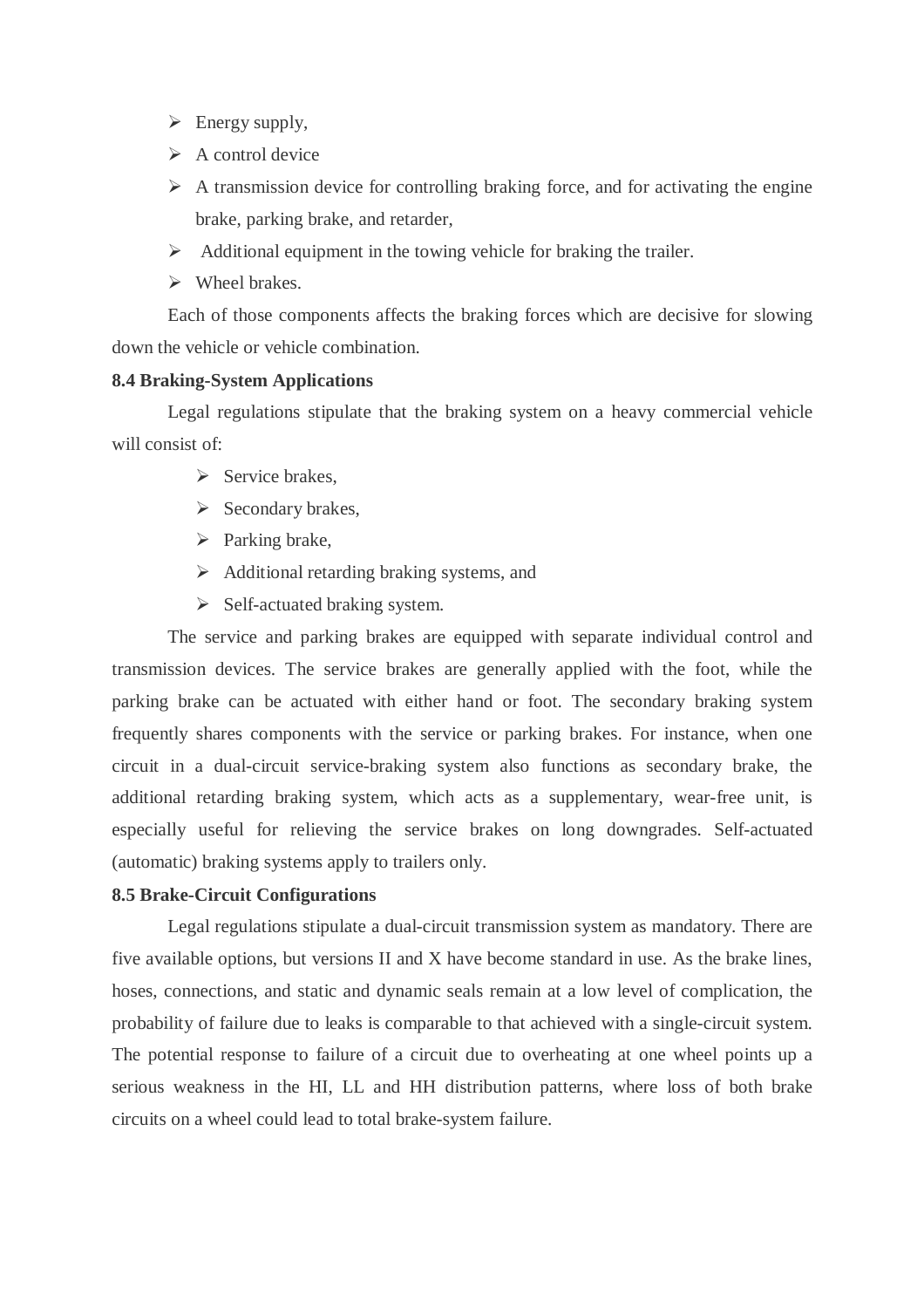- Energy supply,
- A control device
- A transmission device for controlling braking force, and for activating the engine brake, parking brake, and retarder,
- Additional equipment in the towing vehicle for braking the trailer.
- Wheel brakes.

Each of those components affects the braking forces which are decisive for slowing down the vehicle or vehicle combination.

**8.4 Braking-System Applications**

Legal regulations stipulate that the braking system on a heavy commercial vehicle will consist of:

- Service brakes,
- Secondary brakes,
- Parking brake,
- Additional retarding braking systems, and
- Self-actuated braking system.

The service and parking brakes are equipped with separate individual control and transmission devices. The service brakes are generally applied with the foot, while the parking brake can be actuated with either hand or foot. The secondary braking system frequently shares components with the service or parking brakes. For instance, when one circuit in a dual-circuit service-braking system also functions as secondary brake, the additional retarding braking system, which acts as a supplementary, wear-free unit, is especially useful for relieving the service brakes on long downgrades. Self-actuated (automatic) braking systems apply to trailers only.

**8.5 Brake-Circuit Configurations**

Legal regulations stipulate a dual-circuit transmission system as mandatory. There are five available options, but versions II and X have become standard in use. As the brake lines, hoses, connections, and static and dynamic seals remain at a low level of complication, the probability of failure due to leaks is comparable to that achieved with a single-circuit system. The potential response to failure of a circuit due to overheating at one wheel points up a serious weakness in the HI, LL and HH distribution patterns, where loss of both brake circuits on a wheel could lead to total brake-system failure.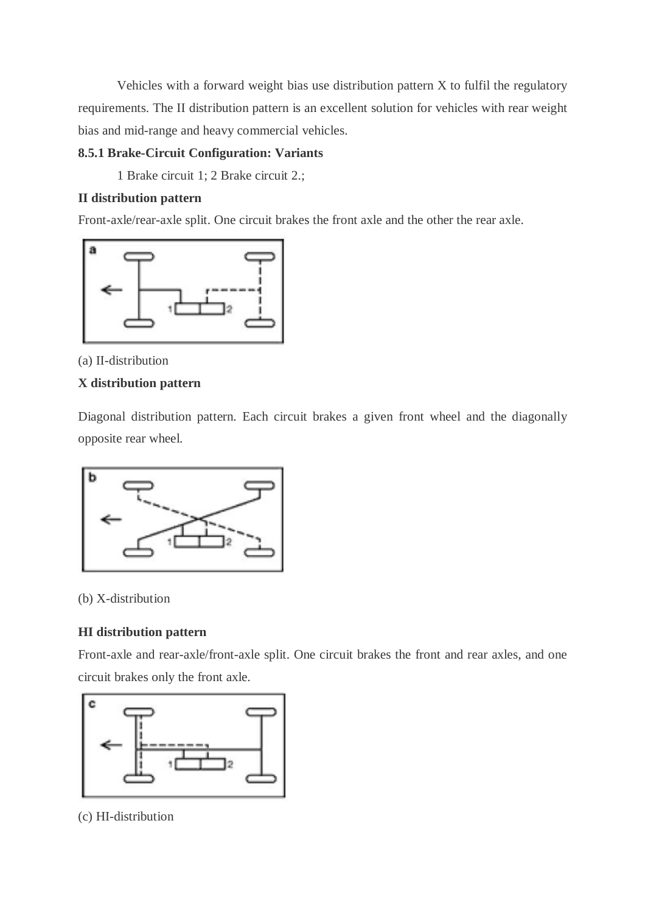Vehicles with a forward weight bias use distribution pattern X to fulfil the regulatory requirements. The II distribution pattern is an excellent solution for vehicles with rear weight bias and mid-range and heavy commercial vehicles.

**8.5.1 Brake-Circuit Configuration: Variants**

1 Brake circuit 1; 2 Brake circuit 2.;

**II distribution pattern**

Front-axle/rear-axle split. One circuit brakes the front axle and the other the rear axle.

(a) II-distribution

**X distribution pattern**

Diagonal distribution pattern. Each circuit brakes a given front wheel and the diagonally opposite rear wheel.

(b) X-distribution

**HI distribution pattern**

Front-axle and rear-axle/front-axle split. One circuit brakes the front and rear axles, and one circuit brakes only the front axle.

(c) HI-distribution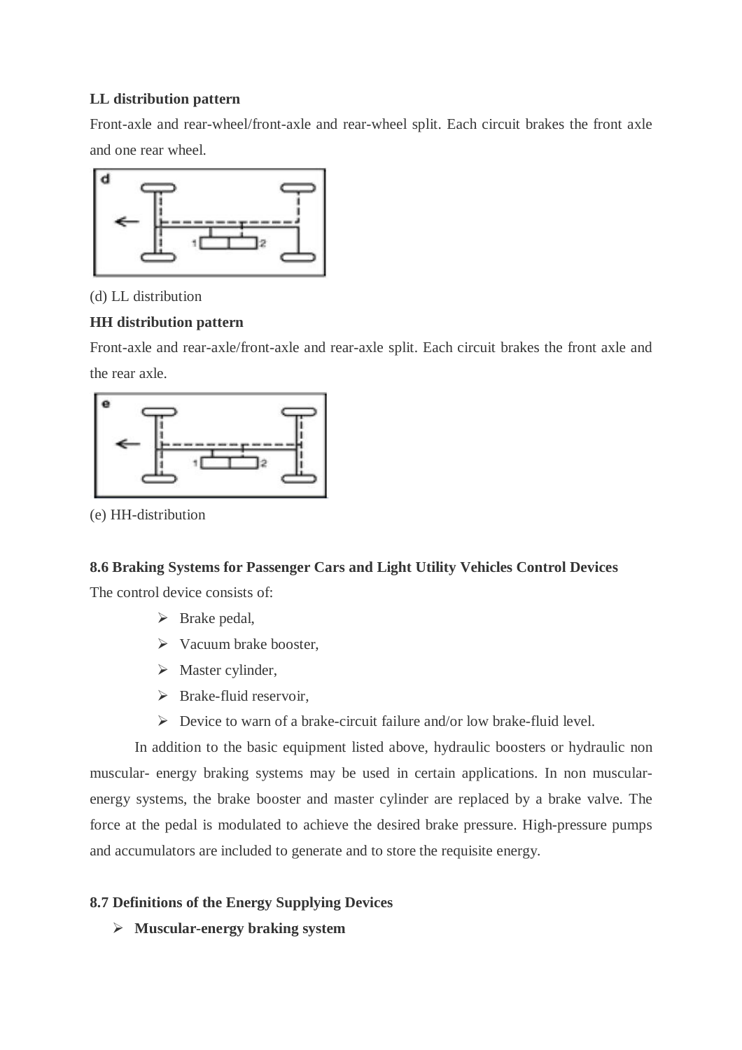**LL distribution pattern**

Front-axle and rear-wheel/front-axle and rear-wheel split. Each circuit brakes the front axle and one rear wheel.

(d) LL distribution

**HH distribution pattern**

Front-axle and rear-axle/front-axle and rear-axle split. Each circuit brakes the front axle and the rear axle.

(e) HH-distribution

**8.6 Braking Systems for Passenger Cars and Light Utility Vehicles Control Devices**

The control device consists of:

- Brake pedal,
- Vacuum brake booster,
- Master cylinder,
- Brake-fluid reservoir,
- Device to warn of a brake-circuit failure and/or low brake-fluid level.

In addition to the basic equipment listed above, hydraulic boosters or hydraulic non muscular- energy braking systems may be used in certain applications. In non muscular-energy systems, the brake booster and master cylinder are replaced by a brake valve. The force at the pedal is modulated to achieve the desired brake pressure. High-pressure pumps and accumulators are included to generate and to store the requisite energy.

**8.7 Definitions of the Energy Supplying Devices**

- **Muscular-energy braking system**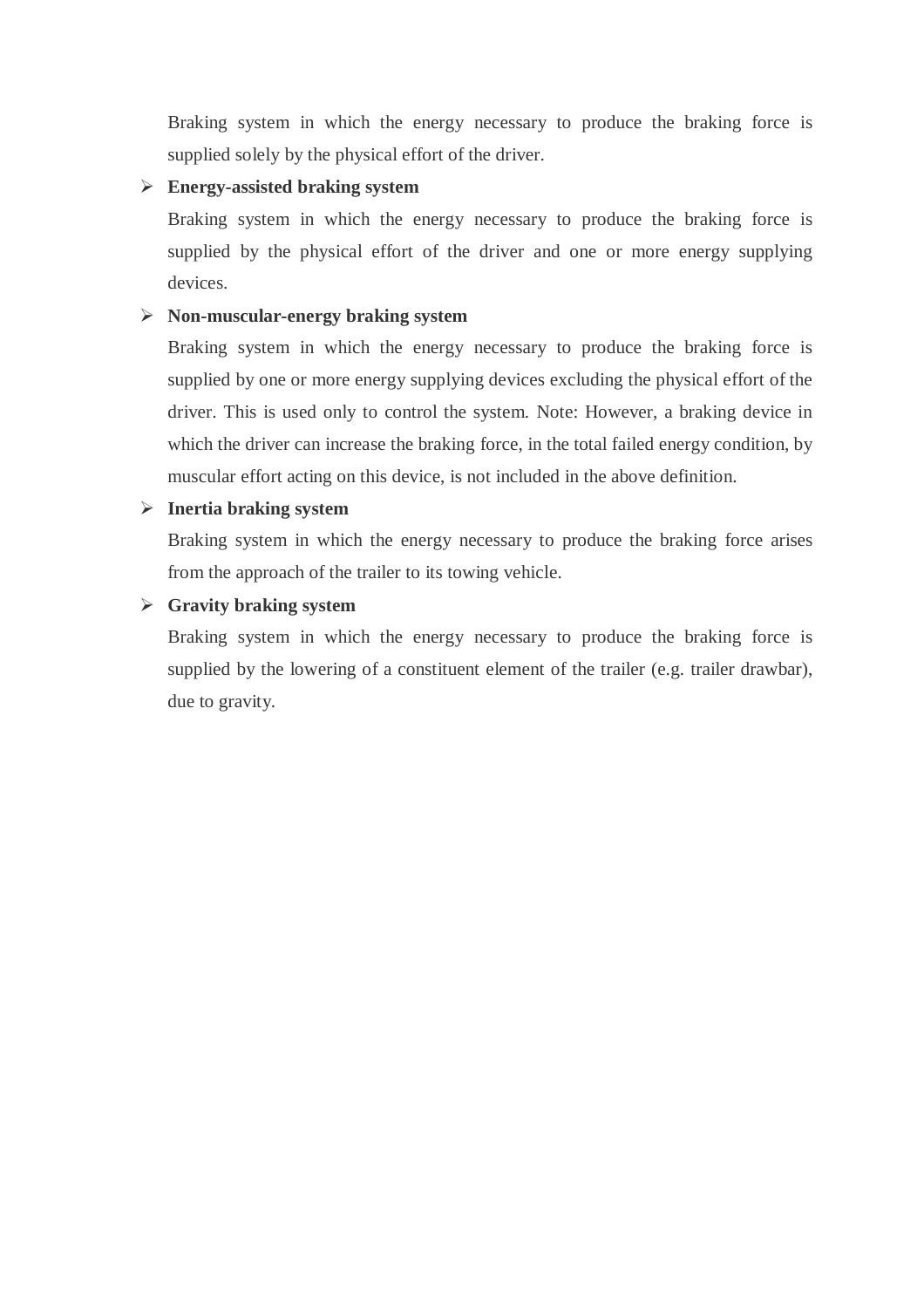Braking system in which the energy necessary to produce the braking force is supplied solely by the physical effort of the driver.

- **Energy-assisted braking system**

  Braking system in which the energy necessary to produce the braking force is supplied by the physical effort of the driver and one or more energy supplying devices.

- **Non-muscular-energy braking system**

  Braking system in which the energy necessary to produce the braking force is supplied by one or more energy supplying devices excluding the physical effort of the driver. This is used only to control the system. Note: However, a braking device in which the driver can increase the braking force, in the total failed energy condition, by muscular effort acting on this device, is not included in the above definition.

- **Inertia braking system**

  Braking system in which the energy necessary to produce the braking force arises from the approach of the trailer to its towing vehicle.

- **Gravity braking system**

  Braking system in which the energy necessary to produce the braking force is supplied by the lowering of a constituent element of the trailer (e.g. trailer drawbar), due to gravity.